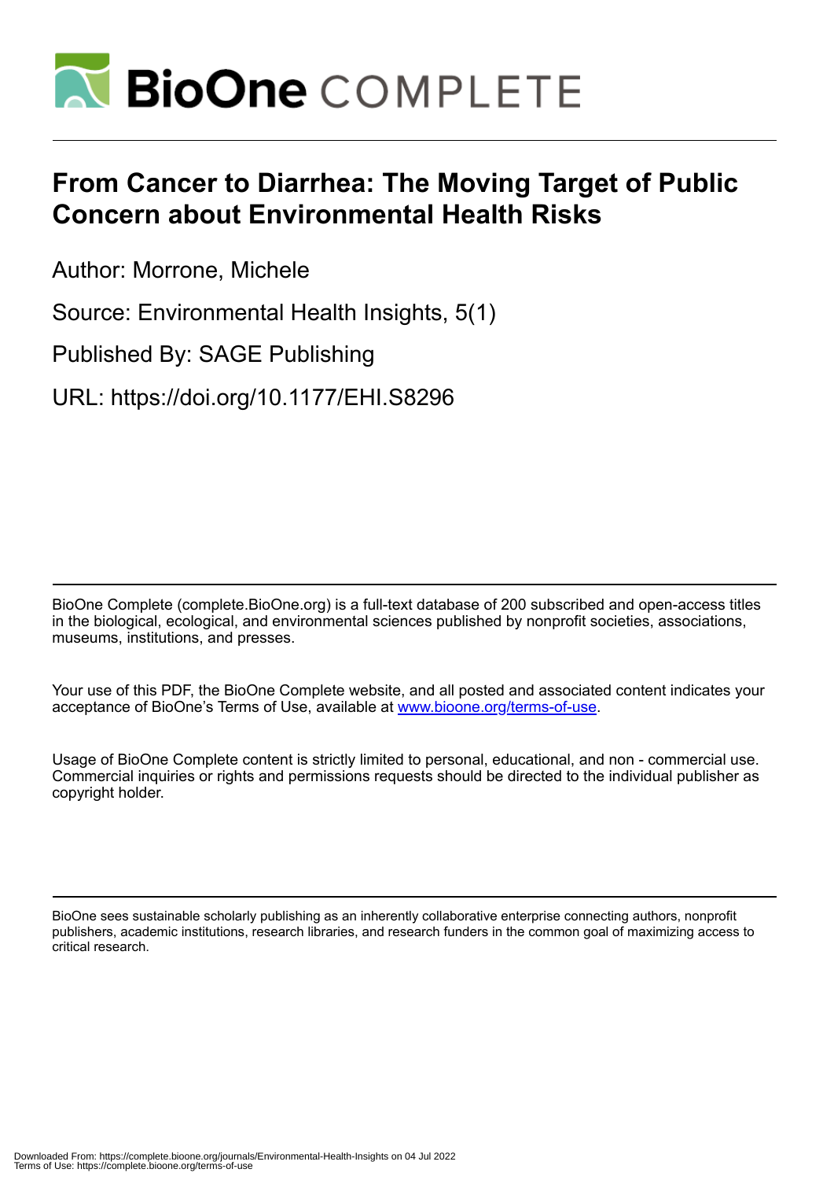# From Cancer to Diarrhea: The Moving Target of Public Concern about Environmental Health Risks

Author: Morrone, Michele

Source: Environmental Health Insights, 5(1)

Published By: SAGE Publishing

URL: https://doi.org/10.1177/EHI.S8296

BioOne Complete (complete.BioOne.org) is a full-text database of 200 subscribed and open-access titles in the biological, ecological, and environmental sciences published by nonprofit societies, associations, museums, institutions, and presses.

Your use of this PDF, the BioOne Complete website, and all posted and associated content indicates your acceptance of BioOne's Terms of Use, available at www.bioone.org/terms-of-use.

Usage of BioOne Complete content is strictly limited to personal, educational, and non - commercial use. Commercial inquiries or rights and permissions requests should be directed to the individual publisher as copyright holder.

BioOne sees sustainable scholarly publishing as an inherently collaborative enterprise connecting authors, nonprofit publishers, academic institutions, research libraries, and research funders in the common goal of maximizing access to critical research.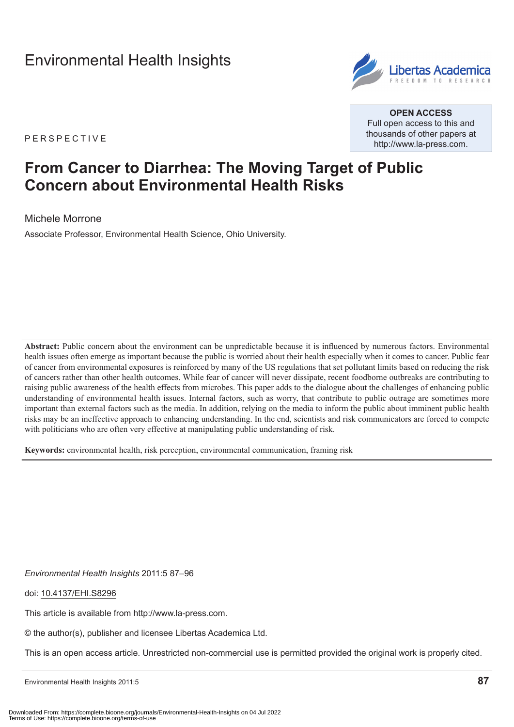Environmental Health Insights

PERSPECTIVE

OPEN ACCESS
Full open access to this and thousands of other papers at http://www.la-press.com.

# From Cancer to Diarrhea: The Moving Target of Public Concern about Environmental Health Risks

Michele Morrone

Associate Professor, Environmental Health Science, Ohio University.

**Abstract:** Public concern about the environment can be unpredictable because it is influenced by numerous factors. Environmental health issues often emerge as important because the public is worried about their health especially when it comes to cancer. Public fear of cancer from environmental exposures is reinforced by many of the US regulations that set pollutant limits based on reducing the risk of cancers rather than other health outcomes. While fear of cancer will never dissipate, recent foodborne outbreaks are contributing to raising public awareness of the health effects from microbes. This paper adds to the dialogue about the challenges of enhancing public understanding of environmental health issues. Internal factors, such as worry, that contribute to public outrage are sometimes more important than external factors such as the media. In addition, relying on the media to inform the public about imminent public health risks may be an ineffective approach to enhancing understanding. In the end, scientists and risk communicators are forced to compete with politicians who are often very effective at manipulating public understanding of risk.

**Keywords:** environmental health, risk perception, environmental communication, framing risk

*Environmental Health Insights* 2011:5 87–96

doi: 10.4137/EHI.S8296

This article is available from http://www.la-press.com.

© the author(s), publisher and licensee Libertas Academica Ltd.

This is an open access article. Unrestricted non-commercial use is permitted provided the original work is properly cited.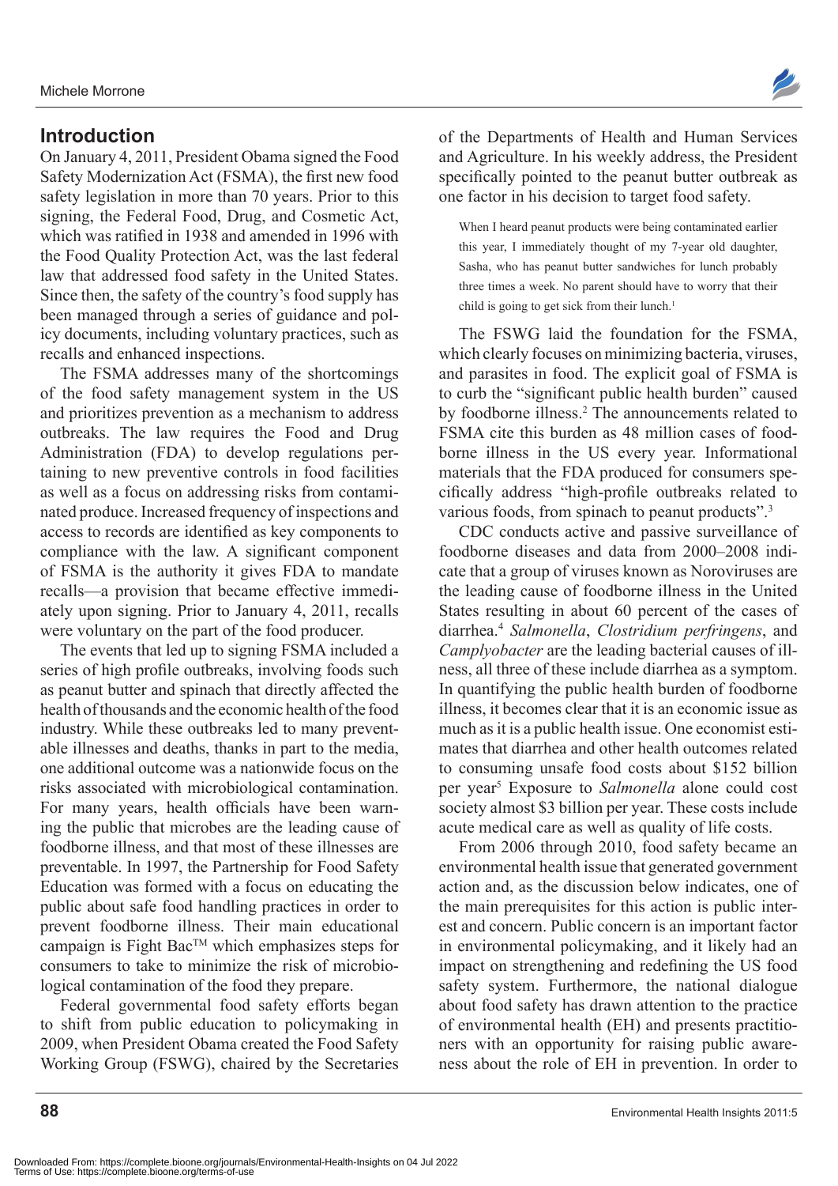## Introduction

On January 4, 2011, President Obama signed the Food Safety Modernization Act (FSMA), the first new food safety legislation in more than 70 years. Prior to this signing, the Federal Food, Drug, and Cosmetic Act, which was ratified in 1938 and amended in 1996 with the Food Quality Protection Act, was the last federal law that addressed food safety in the United States. Since then, the safety of the country's food supply has been managed through a series of guidance and policy documents, including voluntary practices, such as recalls and enhanced inspections.

The FSMA addresses many of the shortcomings of the food safety management system in the US and prioritizes prevention as a mechanism to address outbreaks. The law requires the Food and Drug Administration (FDA) to develop regulations pertaining to new preventive controls in food facilities as well as a focus on addressing risks from contaminated produce. Increased frequency of inspections and access to records are identified as key components to compliance with the law. A significant component of FSMA is the authority it gives FDA to mandate recalls—a provision that became effective immediately upon signing. Prior to January 4, 2011, recalls were voluntary on the part of the food producer.

The events that led up to signing FSMA included a series of high profile outbreaks, involving foods such as peanut butter and spinach that directly affected the health of thousands and the economic health of the food industry. While these outbreaks led to many preventable illnesses and deaths, thanks in part to the media, one additional outcome was a nationwide focus on the risks associated with microbiological contamination. For many years, health officials have been warning the public that microbes are the leading cause of foodborne illness, and that most of these illnesses are preventable. In 1997, the Partnership for Food Safety Education was formed with a focus on educating the public about safe food handling practices in order to prevent foodborne illness. Their main educational campaign is Fight Bac™ which emphasizes steps for consumers to take to minimize the risk of microbiological contamination of the food they prepare.

Federal governmental food safety efforts began to shift from public education to policymaking in 2009, when President Obama created the Food Safety Working Group (FSWG), chaired by the Secretaries of the Departments of Health and Human Services and Agriculture. In his weekly address, the President specifically pointed to the peanut butter outbreak as one factor in his decision to target food safety.

> When I heard peanut products were being contaminated earlier this year, I immediately thought of my 7-year old daughter, Sasha, who has peanut butter sandwiches for lunch probably three times a week. No parent should have to worry that their child is going to get sick from their lunch.[1]

The FSWG laid the foundation for the FSMA, which clearly focuses on minimizing bacteria, viruses, and parasites in food. The explicit goal of FSMA is to curb the "significant public health burden" caused by foodborne illness.[2] The announcements related to FSMA cite this burden as 48 million cases of foodborne illness in the US every year. Informational materials that the FDA produced for consumers specifically address "high-profile outbreaks related to various foods, from spinach to peanut products".[3]

CDC conducts active and passive surveillance of foodborne diseases and data from 2000–2008 indicate that a group of viruses known as Noroviruses are the leading cause of foodborne illness in the United States resulting in about 60 percent of the cases of diarrhea.[4] *Salmonella*, *Clostridium perfringens*, and *Camplyobacter* are the leading bacterial causes of illness, all three of these include diarrhea as a symptom. In quantifying the public health burden of foodborne illness, it becomes clear that it is an economic issue as much as it is a public health issue. One economist estimates that diarrhea and other health outcomes related to consuming unsafe food costs about $152 billion per year[5] Exposure to *Salmonella* alone could cost society almost $3 billion per year. These costs include acute medical care as well as quality of life costs.

From 2006 through 2010, food safety became an environmental health issue that generated government action and, as the discussion below indicates, one of the main prerequisites for this action is public interest and concern. Public concern is an important factor in environmental policymaking, and it likely had an impact on strengthening and redefining the US food safety system. Furthermore, the national dialogue about food safety has drawn attention to the practice of environmental health (EH) and presents practitioners with an opportunity for raising public awareness about the role of EH in prevention. In order to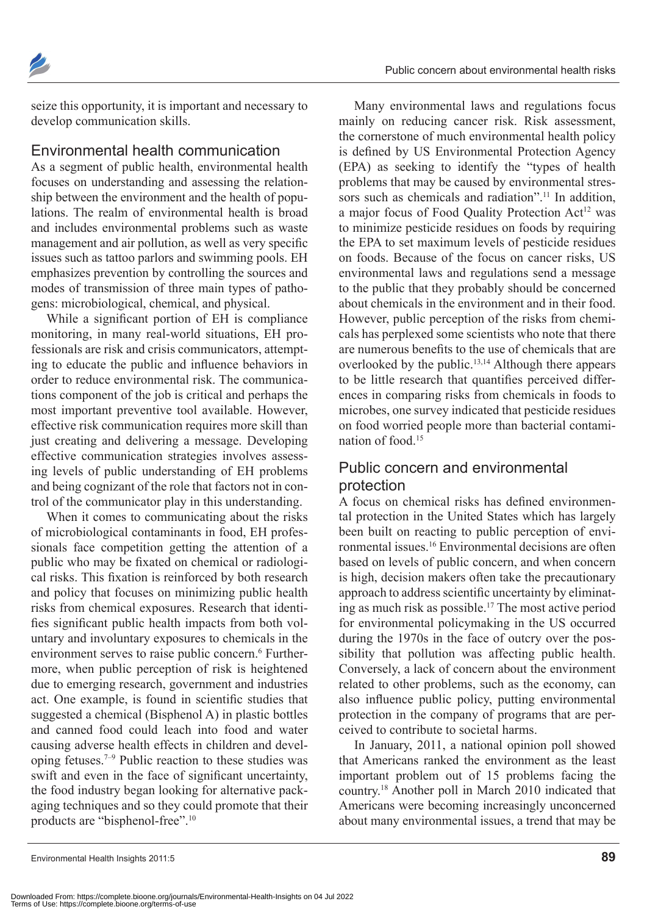seize this opportunity, it is important and necessary to develop communication skills.

## Environmental health communication

As a segment of public health, environmental health focuses on understanding and assessing the relationship between the environment and the health of populations. The realm of environmental health is broad and includes environmental problems such as waste management and air pollution, as well as very specific issues such as tattoo parlors and swimming pools. EH emphasizes prevention by controlling the sources and modes of transmission of three main types of pathogens: microbiological, chemical, and physical.

While a significant portion of EH is compliance monitoring, in many real-world situations, EH professionals are risk and crisis communicators, attempting to educate the public and influence behaviors in order to reduce environmental risk. The communications component of the job is critical and perhaps the most important preventive tool available. However, effective risk communication requires more skill than just creating and delivering a message. Developing effective communication strategies involves assessing levels of public understanding of EH problems and being cognizant of the role that factors not in control of the communicator play in this understanding.

When it comes to communicating about the risks of microbiological contaminants in food, EH professionals face competition getting the attention of a public who may be fixated on chemical or radiological risks. This fixation is reinforced by both research and policy that focuses on minimizing public health risks from chemical exposures. Research that identifies significant public health impacts from both voluntary and involuntary exposures to chemicals in the environment serves to raise public concern.[6] Furthermore, when public perception of risk is heightened due to emerging research, government and industries act. One example, is found in scientific studies that suggested a chemical (Bisphenol A) in plastic bottles and canned food could leach into food and water causing adverse health effects in children and developing fetuses.[7–9] Public reaction to these studies was swift and even in the face of significant uncertainty, the food industry began looking for alternative packaging techniques and so they could promote that their products are "bisphenol-free".[10]

Many environmental laws and regulations focus mainly on reducing cancer risk. Risk assessment, the cornerstone of much environmental health policy is defined by US Environmental Protection Agency (EPA) as seeking to identify the "types of health problems that may be caused by environmental stressors such as chemicals and radiation".[11] In addition, a major focus of Food Quality Protection Act[12] was to minimize pesticide residues on foods by requiring the EPA to set maximum levels of pesticide residues on foods. Because of the focus on cancer risks, US environmental laws and regulations send a message to the public that they probably should be concerned about chemicals in the environment and in their food. However, public perception of the risks from chemicals has perplexed some scientists who note that there are numerous benefits to the use of chemicals that are overlooked by the public.[13,14] Although there appears to be little research that quantifies perceived differences in comparing risks from chemicals in foods to microbes, one survey indicated that pesticide residues on food worried people more than bacterial contamination of food.[15]

## Public concern and environmental protection

A focus on chemical risks has defined environmental protection in the United States which has largely been built on reacting to public perception of environmental issues.[16] Environmental decisions are often based on levels of public concern, and when concern is high, decision makers often take the precautionary approach to address scientific uncertainty by eliminating as much risk as possible.[17] The most active period for environmental policymaking in the US occurred during the 1970s in the face of outcry over the possibility that pollution was affecting public health. Conversely, a lack of concern about the environment related to other problems, such as the economy, can also influence public policy, putting environmental protection in the company of programs that are perceived to contribute to societal harms.

In January, 2011, a national opinion poll showed that Americans ranked the environment as the least important problem out of 15 problems facing the country.[18] Another poll in March 2010 indicated that Americans were becoming increasingly unconcerned about many environmental issues, a trend that may be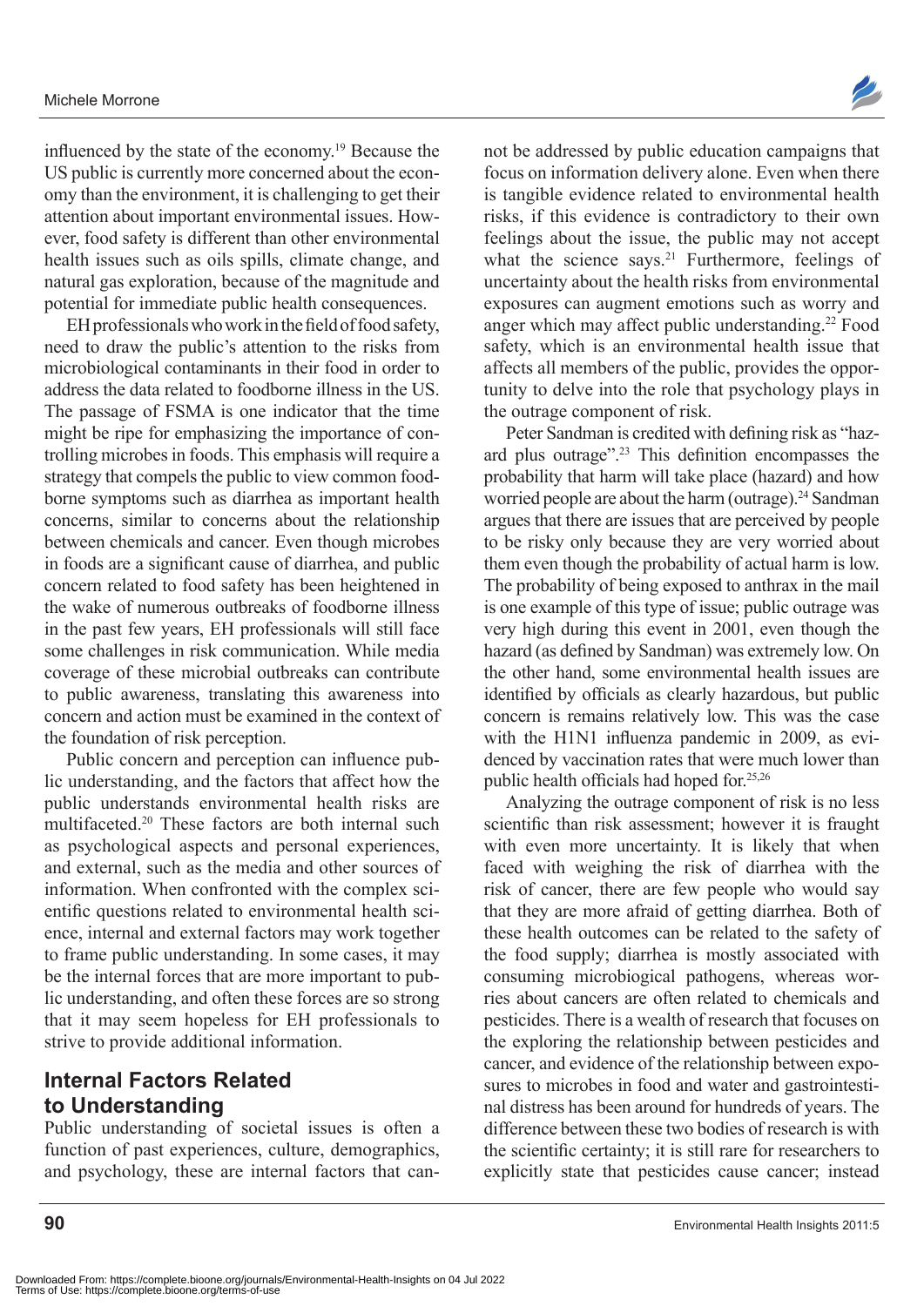influenced by the state of the economy.[19] Because the US public is currently more concerned about the economy than the environment, it is challenging to get their attention about important environmental issues. However, food safety is different than other environmental health issues such as oils spills, climate change, and natural gas exploration, because of the magnitude and potential for immediate public health consequences.

EH professionals who work in the field of food safety, need to draw the public's attention to the risks from microbiological contaminants in their food in order to address the data related to foodborne illness in the US. The passage of FSMA is one indicator that the time might be ripe for emphasizing the importance of controlling microbes in foods. This emphasis will require a strategy that compels the public to view common foodborne symptoms such as diarrhea as important health concerns, similar to concerns about the relationship between chemicals and cancer. Even though microbes in foods are a significant cause of diarrhea, and public concern related to food safety has been heightened in the wake of numerous outbreaks of foodborne illness in the past few years, EH professionals will still face some challenges in risk communication. While media coverage of these microbial outbreaks can contribute to public awareness, translating this awareness into concern and action must be examined in the context of the foundation of risk perception.

Public concern and perception can influence public understanding, and the factors that affect how the public understands environmental health risks are multifaceted.[20] These factors are both internal such as psychological aspects and personal experiences, and external, such as the media and other sources of information. When confronted with the complex scientific questions related to environmental health science, internal and external factors may work together to frame public understanding. In some cases, it may be the internal forces that are more important to public understanding, and often these forces are so strong that it may seem hopeless for EH professionals to strive to provide additional information.

## Internal Factors Related to Understanding

Public understanding of societal issues is often a function of past experiences, culture, demographics, and psychology, these are internal factors that cannot be addressed by public education campaigns that focus on information delivery alone. Even when there is tangible evidence related to environmental health risks, if this evidence is contradictory to their own feelings about the issue, the public may not accept what the science says.[21] Furthermore, feelings of uncertainty about the health risks from environmental exposures can augment emotions such as worry and anger which may affect public understanding.[22] Food safety, which is an environmental health issue that affects all members of the public, provides the opportunity to delve into the role that psychology plays in the outrage component of risk.

Peter Sandman is credited with defining risk as "hazard plus outrage".[23] This definition encompasses the probability that harm will take place (hazard) and how worried people are about the harm (outrage).[24] Sandman argues that there are issues that are perceived by people to be risky only because they are very worried about them even though the probability of actual harm is low. The probability of being exposed to anthrax in the mail is one example of this type of issue; public outrage was very high during this event in 2001, even though the hazard (as defined by Sandman) was extremely low. On the other hand, some environmental health issues are identified by officials as clearly hazardous, but public concern is remains relatively low. This was the case with the H1N1 influenza pandemic in 2009, as evidenced by vaccination rates that were much lower than public health officials had hoped for.[25,26]

Analyzing the outrage component of risk is no less scientific than risk assessment; however it is fraught with even more uncertainty. It is likely that when faced with weighing the risk of diarrhea with the risk of cancer, there are few people who would say that they are more afraid of getting diarrhea. Both of these health outcomes can be related to the safety of the food supply; diarrhea is mostly associated with consuming microbiogical pathogens, whereas worries about cancers are often related to chemicals and pesticides. There is a wealth of research that focuses on the exploring the relationship between pesticides and cancer, and evidence of the relationship between exposures to microbes in food and water and gastrointestinal distress has been around for hundreds of years. The difference between these two bodies of research is with the scientific certainty; it is still rare for researchers to explicitly state that pesticides cause cancer; instead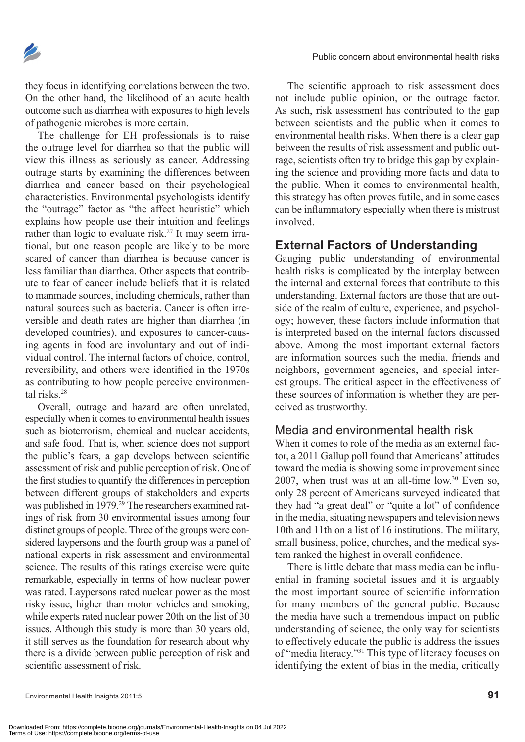they focus in identifying correlations between the two. On the other hand, the likelihood of an acute health outcome such as diarrhea with exposures to high levels of pathogenic microbes is more certain.

The challenge for EH professionals is to raise the outrage level for diarrhea so that the public will view this illness as seriously as cancer. Addressing outrage starts by examining the differences between diarrhea and cancer based on their psychological characteristics. Environmental psychologists identify the "outrage" factor as "the affect heuristic" which explains how people use their intuition and feelings rather than logic to evaluate risk.[27] It may seem irrational, but one reason people are likely to be more scared of cancer than diarrhea is because cancer is less familiar than diarrhea. Other aspects that contribute to fear of cancer include beliefs that it is related to manmade sources, including chemicals, rather than natural sources such as bacteria. Cancer is often irreversible and death rates are higher than diarrhea (in developed countries), and exposures to cancer-causing agents in food are involuntary and out of individual control. The internal factors of choice, control, reversibility, and others were identified in the 1970s as contributing to how people perceive environmental risks.[28]

Overall, outrage and hazard are often unrelated, especially when it comes to environmental health issues such as bioterrorism, chemical and nuclear accidents, and safe food. That is, when science does not support the public's fears, a gap develops between scientific assessment of risk and public perception of risk. One of the first studies to quantify the differences in perception between different groups of stakeholders and experts was published in 1979.[29] The researchers examined ratings of risk from 30 environmental issues among four distinct groups of people. Three of the groups were considered laypersons and the fourth group was a panel of national experts in risk assessment and environmental science. The results of this ratings exercise were quite remarkable, especially in terms of how nuclear power was rated. Laypersons rated nuclear power as the most risky issue, higher than motor vehicles and smoking, while experts rated nuclear power 20th on the list of 30 issues. Although this study is more than 30 years old, it still serves as the foundation for research about why there is a divide between public perception of risk and scientific assessment of risk.

The scientific approach to risk assessment does not include public opinion, or the outrage factor. As such, risk assessment has contributed to the gap between scientists and the public when it comes to environmental health risks. When there is a clear gap between the results of risk assessment and public outrage, scientists often try to bridge this gap by explaining the science and providing more facts and data to the public. When it comes to environmental health, this strategy has often proves futile, and in some cases can be inflammatory especially when there is mistrust involved.

## External Factors of Understanding

Gauging public understanding of environmental health risks is complicated by the interplay between the internal and external forces that contribute to this understanding. External factors are those that are outside of the realm of culture, experience, and psychology; however, these factors include information that is interpreted based on the internal factors discussed above. Among the most important external factors are information sources such the media, friends and neighbors, government agencies, and special interest groups. The critical aspect in the effectiveness of these sources of information is whether they are perceived as trustworthy.

### Media and environmental health risk

When it comes to role of the media as an external factor, a 2011 Gallup poll found that Americans' attitudes toward the media is showing some improvement since 2007, when trust was at an all-time low.[30] Even so, only 28 percent of Americans surveyed indicated that they had "a great deal" or "quite a lot" of confidence in the media, situating newspapers and television news 10th and 11th on a list of 16 institutions. The military, small business, police, churches, and the medical system ranked the highest in overall confidence.

There is little debate that mass media can be influential in framing societal issues and it is arguably the most important source of scientific information for many members of the general public. Because the media have such a tremendous impact on public understanding of science, the only way for scientists to effectively educate the public is address the issues of "media literacy."[31] This type of literacy focuses on identifying the extent of bias in the media, critically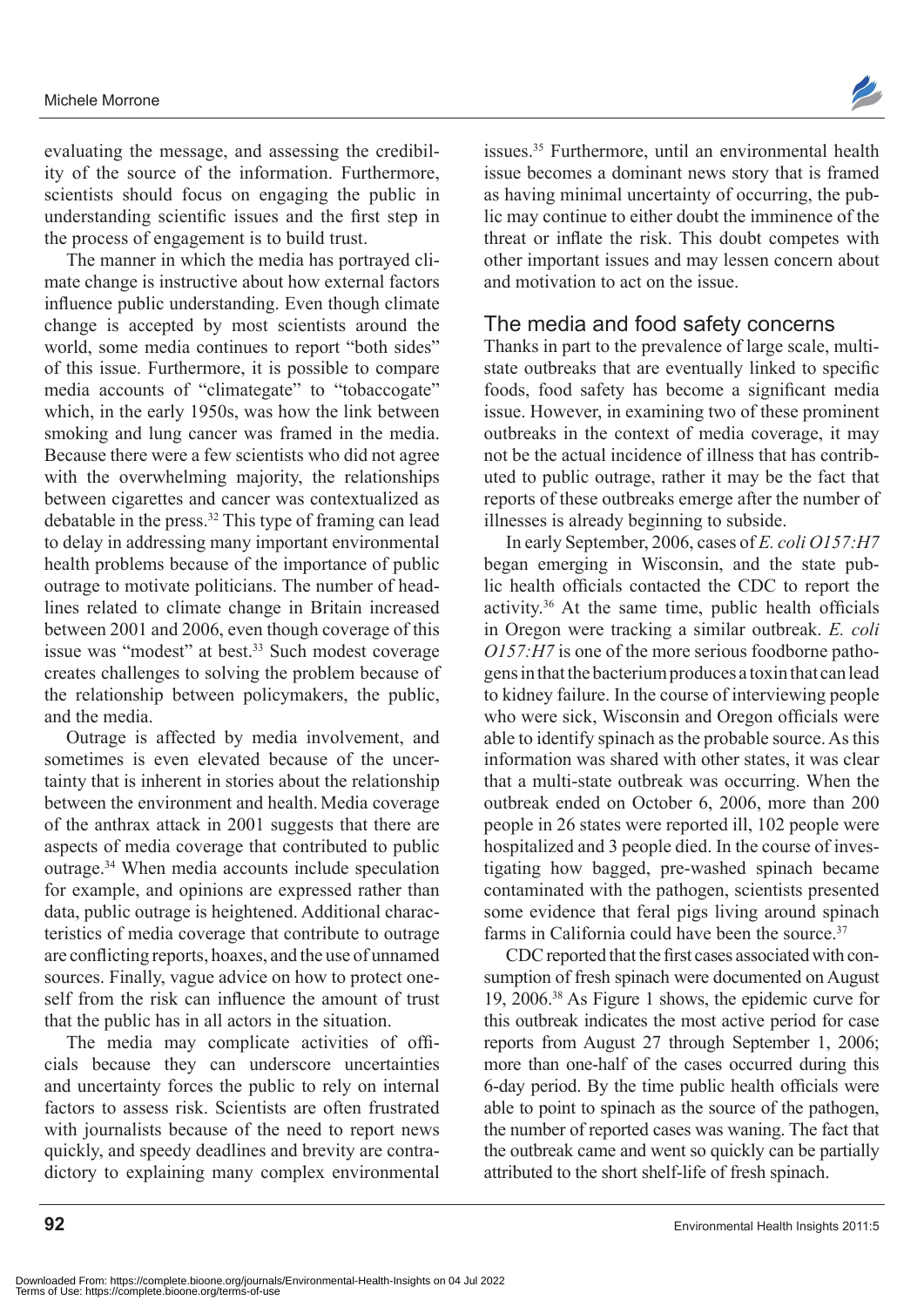evaluating the message, and assessing the credibility of the source of the information. Furthermore, scientists should focus on engaging the public in understanding scientific issues and the first step in the process of engagement is to build trust.

The manner in which the media has portrayed climate change is instructive about how external factors influence public understanding. Even though climate change is accepted by most scientists around the world, some media continues to report "both sides" of this issue. Furthermore, it is possible to compare media accounts of "climategate" to "tobaccogate" which, in the early 1950s, was how the link between smoking and lung cancer was framed in the media. Because there were a few scientists who did not agree with the overwhelming majority, the relationships between cigarettes and cancer was contextualized as debatable in the press.[32] This type of framing can lead to delay in addressing many important environmental health problems because of the importance of public outrage to motivate politicians. The number of headlines related to climate change in Britain increased between 2001 and 2006, even though coverage of this issue was "modest" at best.[33] Such modest coverage creates challenges to solving the problem because of the relationship between policymakers, the public, and the media.

Outrage is affected by media involvement, and sometimes is even elevated because of the uncertainty that is inherent in stories about the relationship between the environment and health. Media coverage of the anthrax attack in 2001 suggests that there are aspects of media coverage that contributed to public outrage.[34] When media accounts include speculation for example, and opinions are expressed rather than data, public outrage is heightened. Additional characteristics of media coverage that contribute to outrage are conflicting reports, hoaxes, and the use of unnamed sources. Finally, vague advice on how to protect oneself from the risk can influence the amount of trust that the public has in all actors in the situation.

The media may complicate activities of officials because they can underscore uncertainties and uncertainty forces the public to rely on internal factors to assess risk. Scientists are often frustrated with journalists because of the need to report news quickly, and speedy deadlines and brevity are contradictory to explaining many complex environmental issues.[35] Furthermore, until an environmental health issue becomes a dominant news story that is framed as having minimal uncertainty of occurring, the public may continue to either doubt the imminence of the threat or inflate the risk. This doubt competes with other important issues and may lessen concern about and motivation to act on the issue.

## The media and food safety concerns

Thanks in part to the prevalence of large scale, multistate outbreaks that are eventually linked to specific foods, food safety has become a significant media issue. However, in examining two of these prominent outbreaks in the context of media coverage, it may not be the actual incidence of illness that has contributed to public outrage, rather it may be the fact that reports of these outbreaks emerge after the number of illnesses is already beginning to subside.

In early September, 2006, cases of *E. coli O157:H7* began emerging in Wisconsin, and the state public health officials contacted the CDC to report the activity.[36] At the same time, public health officials in Oregon were tracking a similar outbreak. *E. coli O157:H7* is one of the more serious foodborne pathogens in that the bacterium produces a toxin that can lead to kidney failure. In the course of interviewing people who were sick, Wisconsin and Oregon officials were able to identify spinach as the probable source. As this information was shared with other states, it was clear that a multi-state outbreak was occurring. When the outbreak ended on October 6, 2006, more than 200 people in 26 states were reported ill, 102 people were hospitalized and 3 people died. In the course of investigating how bagged, pre-washed spinach became contaminated with the pathogen, scientists presented some evidence that feral pigs living around spinach farms in California could have been the source.[37]

CDC reported that the first cases associated with consumption of fresh spinach were documented on August 19, 2006.[38] As Figure 1 shows, the epidemic curve for this outbreak indicates the most active period for case reports from August 27 through September 1, 2006; more than one-half of the cases occurred during this 6-day period. By the time public health officials were able to point to spinach as the source of the pathogen, the number of reported cases was waning. The fact that the outbreak came and went so quickly can be partially attributed to the short shelf-life of fresh spinach.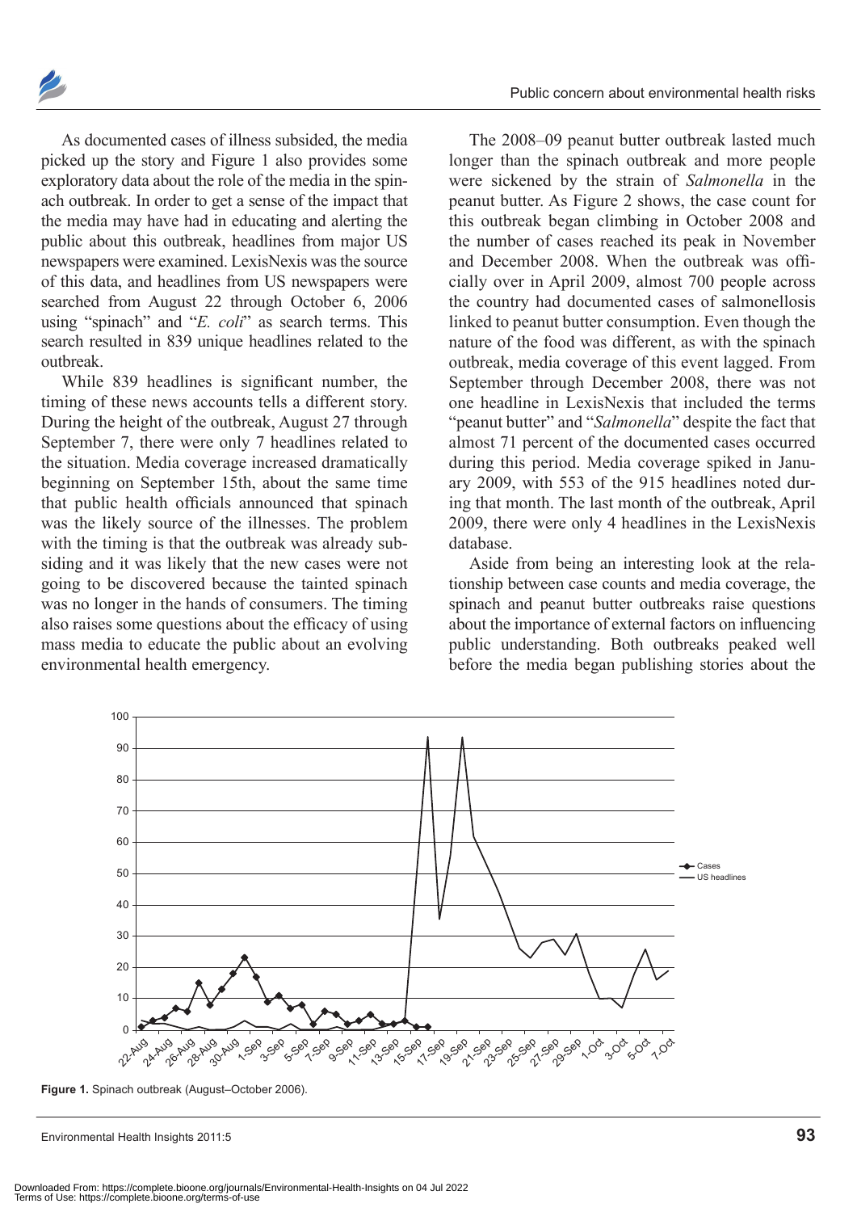As documented cases of illness subsided, the media picked up the story and Figure 1 also provides some exploratory data about the role of the media in the spinach outbreak. In order to get a sense of the impact that the media may have had in educating and alerting the public about this outbreak, headlines from major US newspapers were examined. LexisNexis was the source of this data, and headlines from US newspapers were searched from August 22 through October 6, 2006 using "spinach" and "*E. coli*" as search terms. This search resulted in 839 unique headlines related to the outbreak.

While 839 headlines is significant number, the timing of these news accounts tells a different story. During the height of the outbreak, August 27 through September 7, there were only 7 headlines related to the situation. Media coverage increased dramatically beginning on September 15th, about the same time that public health officials announced that spinach was the likely source of the illnesses. The problem with the timing is that the outbreak was already subsiding and it was likely that the new cases were not going to be discovered because the tainted spinach was no longer in the hands of consumers. The timing also raises some questions about the efficacy of using mass media to educate the public about an evolving environmental health emergency.

The 2008–09 peanut butter outbreak lasted much longer than the spinach outbreak and more people were sickened by the strain of *Salmonella* in the peanut butter. As Figure 2 shows, the case count for this outbreak began climbing in October 2008 and the number of cases reached its peak in November and December 2008. When the outbreak was officially over in April 2009, almost 700 people across the country had documented cases of salmonellosis linked to peanut butter consumption. Even though the nature of the food was different, as with the spinach outbreak, media coverage of this event lagged. From September through December 2008, there was not one headline in LexisNexis that included the terms "peanut butter" and "*Salmonella*" despite the fact that almost 71 percent of the documented cases occurred during this period. Media coverage spiked in January 2009, with 553 of the 915 headlines noted during that month. The last month of the outbreak, April 2009, there were only 4 headlines in the LexisNexis database.

Aside from being an interesting look at the relationship between case counts and media coverage, the spinach and peanut butter outbreaks raise questions about the importance of external factors on influencing public understanding. Both outbreaks peaked well before the media began publishing stories about the

**Figure 1.** Spinach outbreak (August–October 2006).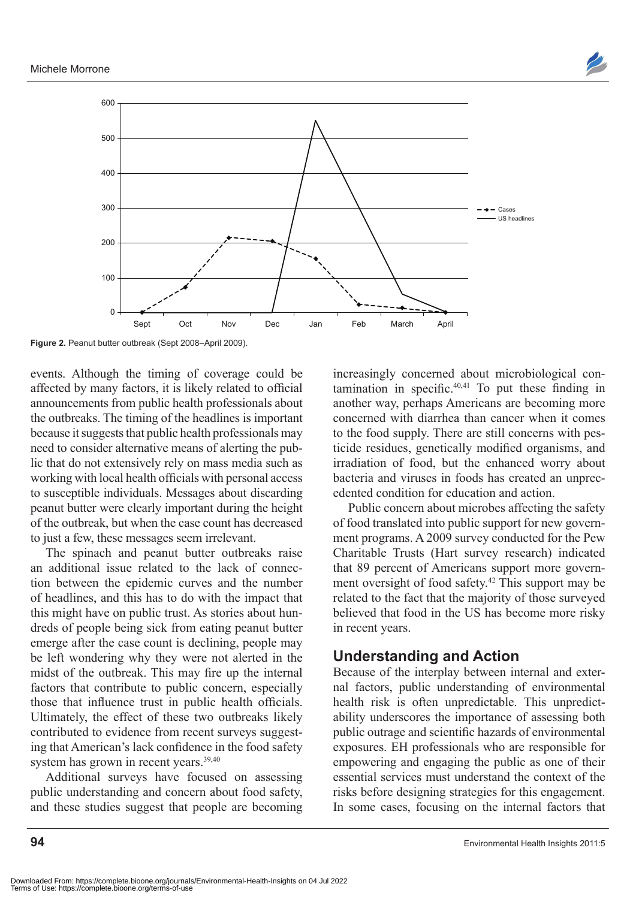**Figure 2.** Peanut butter outbreak (Sept 2008–April 2009).

events. Although the timing of coverage could be affected by many factors, it is likely related to official announcements from public health professionals about the outbreaks. The timing of the headlines is important because it suggests that public health professionals may need to consider alternative means of alerting the public that do not extensively rely on mass media such as working with local health officials with personal access to susceptible individuals. Messages about discarding peanut butter were clearly important during the height of the outbreak, but when the case count has decreased to just a few, these messages seem irrelevant.

The spinach and peanut butter outbreaks raise an additional issue related to the lack of connection between the epidemic curves and the number of headlines, and this has to do with the impact that this might have on public trust. As stories about hundreds of people being sick from eating peanut butter emerge after the case count is declining, people may be left wondering why they were not alerted in the midst of the outbreak. This may fire up the internal factors that contribute to public concern, especially those that influence trust in public health officials. Ultimately, the effect of these two outbreaks likely contributed to evidence from recent surveys suggesting that American's lack confidence in the food safety system has grown in recent years.[39,40]

Additional surveys have focused on assessing public understanding and concern about food safety, and these studies suggest that people are becoming increasingly concerned about microbiological contamination in specific.[40,41] To put these finding in another way, perhaps Americans are becoming more concerned with diarrhea than cancer when it comes to the food supply. There are still concerns with pesticide residues, genetically modified organisms, and irradiation of food, but the enhanced worry about bacteria and viruses in foods has created an unprecedented condition for education and action.

Public concern about microbes affecting the safety of food translated into public support for new government programs. A 2009 survey conducted for the Pew Charitable Trusts (Hart survey research) indicated that 89 percent of Americans support more government oversight of food safety.[42] This support may be related to the fact that the majority of those surveyed believed that food in the US has become more risky in recent years.

## Understanding and Action

Because of the interplay between internal and external factors, public understanding of environmental health risk is often unpredictable. This unpredictability underscores the importance of assessing both public outrage and scientific hazards of environmental exposures. EH professionals who are responsible for empowering and engaging the public as one of their essential services must understand the context of the risks before designing strategies for this engagement. In some cases, focusing on the internal factors that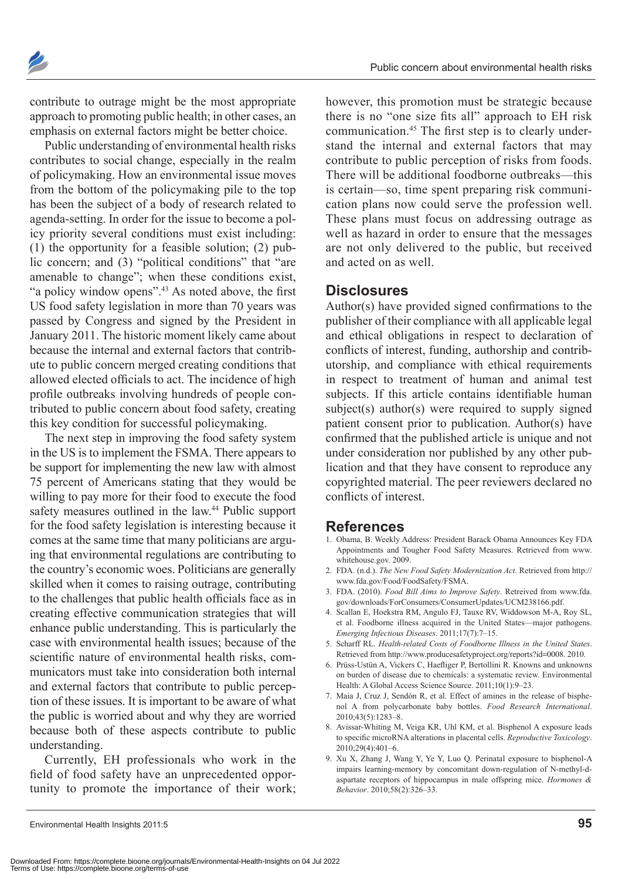contribute to outrage might be the most appropriate approach to promoting public health; in other cases, an emphasis on external factors might be better choice.

Public understanding of environmental health risks contributes to social change, especially in the realm of policymaking. How an environmental issue moves from the bottom of the policymaking pile to the top has been the subject of a body of research related to agenda-setting. In order for the issue to become a policy priority several conditions must exist including: (1) the opportunity for a feasible solution; (2) public concern; and (3) "political conditions" that "are amenable to change"; when these conditions exist, "a policy window opens".[43] As noted above, the first US food safety legislation in more than 70 years was passed by Congress and signed by the President in January 2011. The historic moment likely came about because the internal and external factors that contribute to public concern merged creating conditions that allowed elected officials to act. The incidence of high profile outbreaks involving hundreds of people contributed to public concern about food safety, creating this key condition for successful policymaking.

The next step in improving the food safety system in the US is to implement the FSMA. There appears to be support for implementing the new law with almost 75 percent of Americans stating that they would be willing to pay more for their food to execute the food safety measures outlined in the law.[44] Public support for the food safety legislation is interesting because it comes at the same time that many politicians are arguing that environmental regulations are contributing to the country's economic woes. Politicians are generally skilled when it comes to raising outrage, contributing to the challenges that public health officials face as in creating effective communication strategies that will enhance public understanding. This is particularly the case with environmental health issues; because of the scientific nature of environmental health risks, communicators must take into consideration both internal and external factors that contribute to public perception of these issues. It is important to be aware of what the public is worried about and why they are worried because both of these aspects contribute to public understanding.

Currently, EH professionals who work in the field of food safety have an unprecedented opportunity to promote the importance of their work; however, this promotion must be strategic because there is no "one size fits all" approach to EH risk communication.[45] The first step is to clearly understand the internal and external factors that may contribute to public perception of risks from foods. There will be additional foodborne outbreaks—this is certain—so, time spent preparing risk communication plans now could serve the profession well. These plans must focus on addressing outrage as well as hazard in order to ensure that the messages are not only delivered to the public, but received and acted on as well.

## Disclosures

Author(s) have provided signed confirmations to the publisher of their compliance with all applicable legal and ethical obligations in respect to declaration of conflicts of interest, funding, authorship and contributorship, and compliance with ethical requirements in respect to treatment of human and animal test subjects. If this article contains identifiable human subject(s) author(s) were required to supply signed patient consent prior to publication. Author(s) have confirmed that the published article is unique and not under consideration nor published by any other publication and that they have consent to reproduce any copyrighted material. The peer reviewers declared no conflicts of interest.

## References

1. Obama, B. Weekly Address: President Barack Obama Announces Key FDA Appointments and Tougher Food Safety Measures. Retrieved from www.whitehouse.gov. 2009.
2. FDA. (n.d.). *The New Food Safety Modernization Act*. Retrieved from http://www.fda.gov/Food/FoodSafety/FSMA.
3. FDA. (2010). *Food Bill Aims to Improve Safety*. Retreived from www.fda.gov/downloads/ForConsumers/ConsumerUpdates/UCM238166.pdf.
4. Scallan E, Hoekstra RM, Angulo FJ, Tauxe RV, Widdowson M-A, Roy SL, et al. Foodborne illness acquired in the United States—major pathogens. *Emerging Infectious Diseases*. 2011;17(7):7–15.
5. Scharff RL. *Health-related Costs of Foodborne Illness in the United States*. Retrieved from http://www.producesafetyproject.org/reports?id=0008. 2010.
6. Prüss-Ustün A, Vickers C, Haefliger P, Bertollini R. Knowns and unknowns on burden of disease due to chemicals: a systematic review. Environmental Health: A Global Access Science Source. 2011;10(1):9–23.
7. Maia J, Cruz J, Sendón R, et al. Effect of amines in the release of bisphenol A from polycarbonate baby bottles. *Food Research International*. 2010;43(5):1283–8.
8. Avissar-Whiting M, Veiga KR, Uhl KM, et al. Bisphenol A exposure leads to specific microRNA alterations in placental cells. *Reproductive Toxicology*. 2010;29(4):401–6.
9. Xu X, Zhang J, Wang Y, Ye Y, Luo Q. Perinatal exposure to bisphenol-A impairs learning-memory by concomitant down-regulation of N-methyl-d-aspartate receptors of hippocampus in male offspring mice. *Hormones & Behavior*. 2010;58(2):326–33.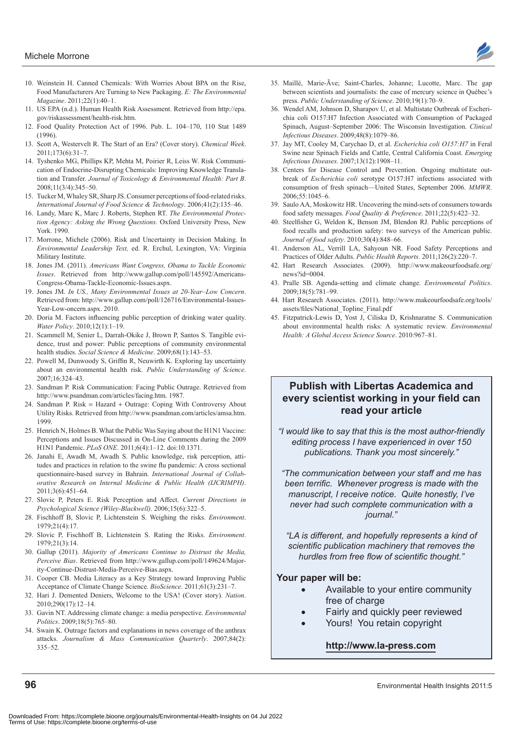10. Weinstein H. Canned Chemicals: With Worries About BPA on the Rise, Food Manufacturers Are Turning to New Packaging. *E: The Environmental Magazine*. 2011;22(1):40–1.
11. US EPA (n.d.). Human Health Risk Assessment. Retrieved from http://epa.gov/riskassessment/health-risk.htm.
12. Food Quality Protection Act of 1996. Pub. L. 104–170, 110 Stat 1489 (1996).
13. Scott A, Westervelt R. The Start of an Era? (Cover story). *Chemical Week*. 2011;173(6):31–7.
14. Tyshenko MG, Phillips KP, Mehta M, Poirier R, Leiss W. Risk Communication of Endocrine-Disrupting Chemicals: Improving Knowledge Translation and Transfer. *Journal of Toxicology & Environmental Health: Part B*. 2008;11(3/4):345–50.
15. Tucker M, Whaley SR, Sharp JS. Consumer perceptions of food-related risks. *International Journal of Food Science & Technology*. 2006;41(2):135–46.
16. Landy, Marc K, Marc J. Roberts, Stephen RT. *The Environmental Protection Agency: Asking the Wrong Questions*. Oxford University Press, New York. 1990.
17. Morrone, Michele (2006). Risk and Uncertainty in Decision Making. In *Environmental Leadership Text,* ed. R. Erchul, Lexington, VA: Virginia Military Institute.
18. Jones JM. (2011). *Americans Want Congress, Obama to Tackle Economic Issues*. Retrieved from http://www.gallup.com/poll/145592/Americans-Congress-Obama-Tackle-Economic-Issues.aspx.
19. Jones JM. *In US., Many Environmental Issues at 20-Year–Low Concern*. Retrieved from: http://www.gallup.com/poll/126716/Environmental-Issues-Year-Low-oncern.aspx. 2010.
20. Doria M. Factors influencing public perception of drinking water quality. *Water Policy*. 2010;12(1):1–19.
21. Scammell M, Senier L, Darrah-Okike J, Brown P, Santos S. Tangible evidence, trust and power: Public perceptions of community environmental health studies. *Social Science & Medicine*. 2009;68(1):143–53.
22. Powell M, Dunwoody S, Griffin R, Neuwirth K. Exploring lay uncertainty about an environmental health risk. *Public Understanding of Science*. 2007;16:324–43.
23. Sandman P. Risk Communication: Facing Public Outrage. Retrieved from http://www.psandman.com/articles/facing.htm. 1987.
24. Sandman P. Risk = Hazard + Outrage: Coping With Controversy About Utility Risks. Retrieved from http://www.psandman.com/articles/amsa.htm. 1999.
25. Henrich N, Holmes B. What the Public Was Saying about the H1N1 Vaccine: Perceptions and Issues Discussed in On-Line Comments during the 2009 H1N1 Pandemic. *PLoS ONE*. 2011;6(4):1–12. doi:10.1371.
26. Janahi E, Awadh M, Awadh S. Public knowledge, risk perception, attitudes and practices in relation to the swine flu pandemic: A cross sectional questionnaire-based survey in Bahrain. *International Journal of Collaborative Research on Internal Medicine & Public Health (IJCRIMPH)*. 2011;3(6):451–64.
27. Slovic P, Peters E. Risk Perception and Affect. *Current Directions in Psychological Science (Wiley-Blackwell)*. 2006;15(6):322–5.
28. Fischhoff B, Slovic P, Lichtenstein S. Weighing the risks. *Environment*. 1979;21(4):17.
29. Slovic P, Fischhoff B, Lichtenstein S. Rating the Risks. *Environment*. 1979;21(3):14.
30. Gallup (2011). *Majority of Americans Continue to Distrust the Media, Perceive Bias*. Retrieved from http://www.gallup.com/poll/149624/Majority-Continue-Distrust-Media-Perceive-Bias.aspx.
31. Cooper CB. Media Literacy as a Key Strategy toward Improving Public Acceptance of Climate Change Science. *BioScience*. 2011;61(3):231–7.
32. Hari J. Demented Deniers, Welcome to the USA! (Cover story). *Nation*. 2010;290(17):12–14.
33. Gavin NT. Addressing climate change: a media perspective. *Environmental Politics*. 2009;18(5):765–80.
34. Swain K. Outrage factors and explanations in news coverage of the anthrax attacks. *Journalism & Mass Communication Quarterly*. 2007;84(2):335–52.
35. Maillé, Marie-Ãve; Saint-Charles, Johanne; Lucotte, Marc. The gap between scientists and journalists: the case of mercury science in Québec's press. *Public Understanding of Science*. 2010;19(1):70–9.
36. Wendel AM, Johnson D, Sharapov U, et al. Multistate Outbreak of Escherichia coli O157:H7 Infection Associated with Consumption of Packaged Spinach, August–September 2006: The Wisconsin Investigation. *Clinical Infectious Diseases*. 2009;48(8):1079–86.
37. Jay MT, Cooley M, Carychao D, et al. *Escherichia coli O157:H7* in Feral Swine near Spinach Fields and Cattle, Central California Coast. *Emerging Infectious Diseases*. 2007;13(12):1908–11.
38. Centers for Disease Control and Prevention. Ongoing multistate outbreak of *Escherichia coli* serotype O157:H7 infections associated with consumption of fresh spinach—United States, September 2006. *MMWR*. 2006;55:1045–6.
39. Saulo AA, Moskowitz HR. Uncovering the mind-sets of consumers towards food safety messages. *Food Quality & Preference*. 2011;22(5):422–32.
40. Steelfisher G, Weldon K, Benson JM, Blendon RJ. Public perceptions of food recalls and production safety: two surveys of the American public. *Journal of food safety*. 2010;30(4):848–66.
41. Anderson AL, Verrill LA, Sahyoun NR. Food Safety Perceptions and Practices of Older Adults. *Public Health Reports*. 2011;126(2):220–7.
42. Hart Research Associates. (2009). http://www.makeourfoodsafe.org/news?id=0004.
43. Pralle SB. Agenda-setting and climate change. *Environmental Politics*. 2009;18(5):781–99.
44. Hart Research Associates. (2011). http://www.makeourfoodsafe.org/tools/assets/files/National_Topline_Final.pdf
45. Fitzpatrick-Lewis D, Yost J, Ciliska D, Krishnaratne S. Communication about environmental health risks: A systematic review. *Environmental Health: A Global Access Science Source*. 2010:967–81.

**Publish with Libertas Academica and every scientist working in your field can read your article**

*"I would like to say that this is the most author-friendly editing process I have experienced in over 150 publications. Thank you most sincerely."*

*"The communication between your staff and me has been terrific. Whenever progress is made with the manuscript, I receive notice. Quite honestly, I've never had such complete communication with a journal."*

*"LA is different, and hopefully represents a kind of scientific publication machinery that removes the hurdles from free flow of scientific thought."*

**Your paper will be:**

- Available to your entire community free of charge
- Fairly and quickly peer reviewed
- Yours! You retain copyright

**http://www.la-press.com**

Downloaded From: https://complete.bioone.org/journals/Environmental-Health-Insights on 04 Jul 2022
Terms of Use: https://complete.bioone.org/terms-of-use